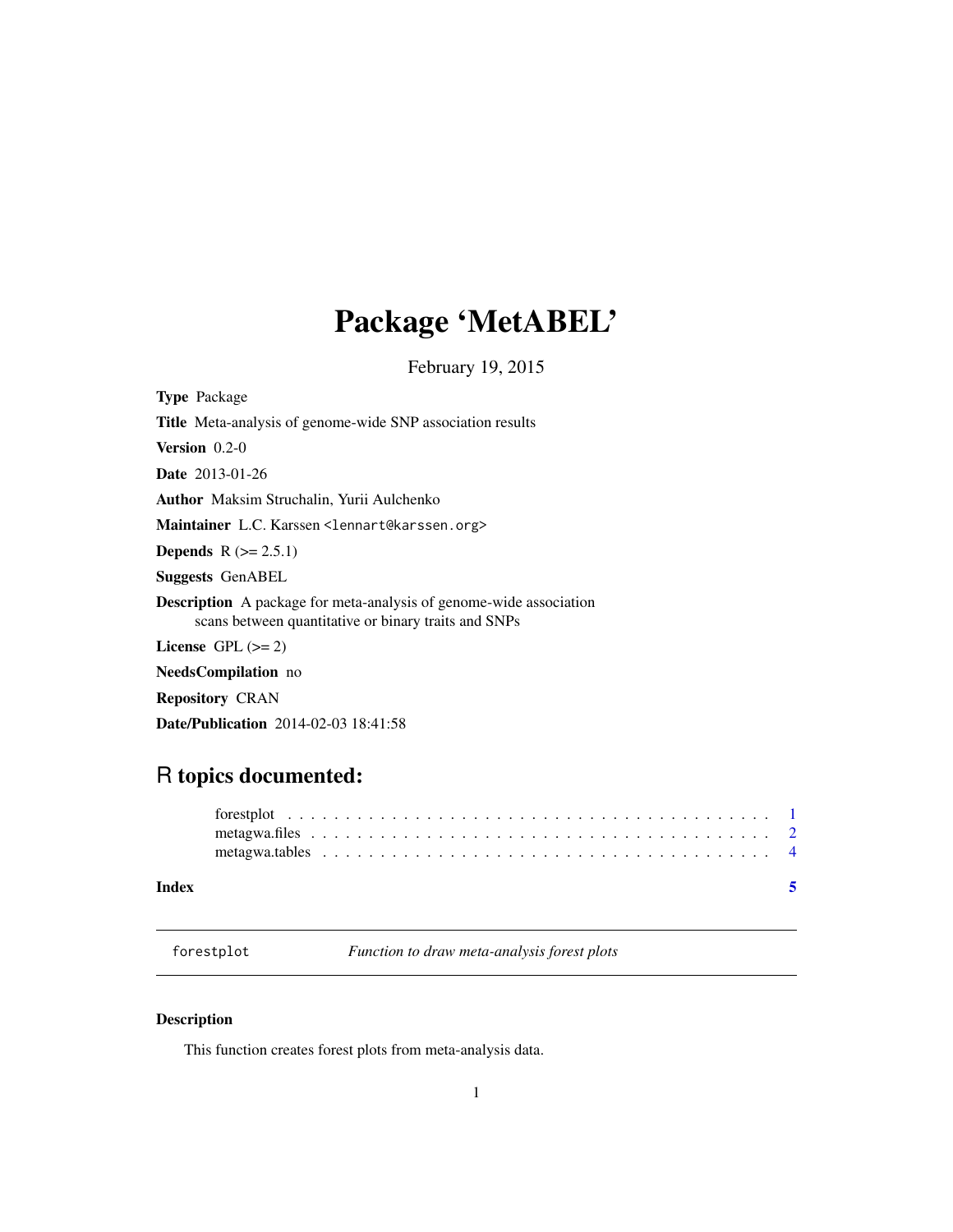# Package 'MetABEL'

February 19, 2015

**Type** Package

**Title** Meta-analysis of genome-wide SNP association results

**Version** 0.2-0

**Date** 2013-01-26

**Author** Maksim Struchalin, Yurii Aulchenko

**Maintainer** L.C. Karssen <lennart@karssen.org>

**Depends** R (>= 2.5.1)

**Suggests** GenABEL

**Description** A package for meta-analysis of genome-wide association scans between quantitative or binary traits and SNPs

**License** GPL (>= 2)

**NeedsCompilation** no

**Repository** CRAN

**Date/Publication** 2014-02-03 18:41:58

## R topics documented:

forestplot . . . . . . . . . . . . . . . . . . . . . . . . . . . . . . . . . . . . . . . . . 1
metagwa.files . . . . . . . . . . . . . . . . . . . . . . . . . . . . . . . . . . . . . . . 2
metagwa.tables . . . . . . . . . . . . . . . . . . . . . . . . . . . . . . . . . . . . . . 4

**Index** 5

---

`forestplot` *Function to draw meta-analysis forest plots*

---

### Description

This function creates forest plots from meta-analysis data.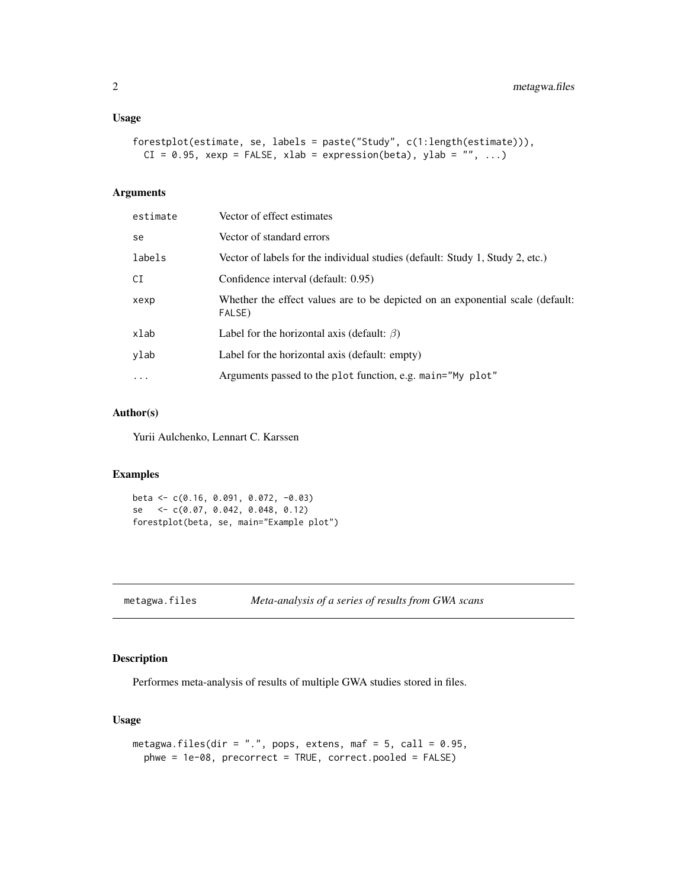### Usage

```
forestplot(estimate, se, labels = paste("Study", c(1:length(estimate))),
  CI = 0.95, xexp = FALSE, xlab = expression(beta), ylab = "", ...)
```

### Arguments

| | |
|---|---|
| `estimate` | Vector of effect estimates |
| `se` | Vector of standard errors |
| `labels` | Vector of labels for the individual studies (default: Study 1, Study 2, etc.) |
| `CI` | Confidence interval (default: 0.95) |
| `xexp` | Whether the effect values are to be depicted on an exponential scale (default: `FALSE`) |
| `xlab` | Label for the horizontal axis (default: $\beta$) |
| `ylab` | Label for the horizontal axis (default: empty) |
| `...` | Arguments passed to the `plot` function, e.g. `main="My plot"` |

### Author(s)

Yurii Aulchenko, Lennart C. Karssen

### Examples

```
beta <- c(0.16, 0.091, 0.072, -0.03)
se   <- c(0.07, 0.042, 0.048, 0.12)
forestplot(beta, se, main="Example plot")
```

---

## metagwa.files — *Meta-analysis of a series of results from GWA scans*

### Description

Performes meta-analysis of results of multiple GWA studies stored in files.

### Usage

```
metagwa.files(dir = ".", pops, extens, maf = 5, call = 0.95,
  phwe = 1e-08, precorrect = TRUE, correct.pooled = FALSE)
```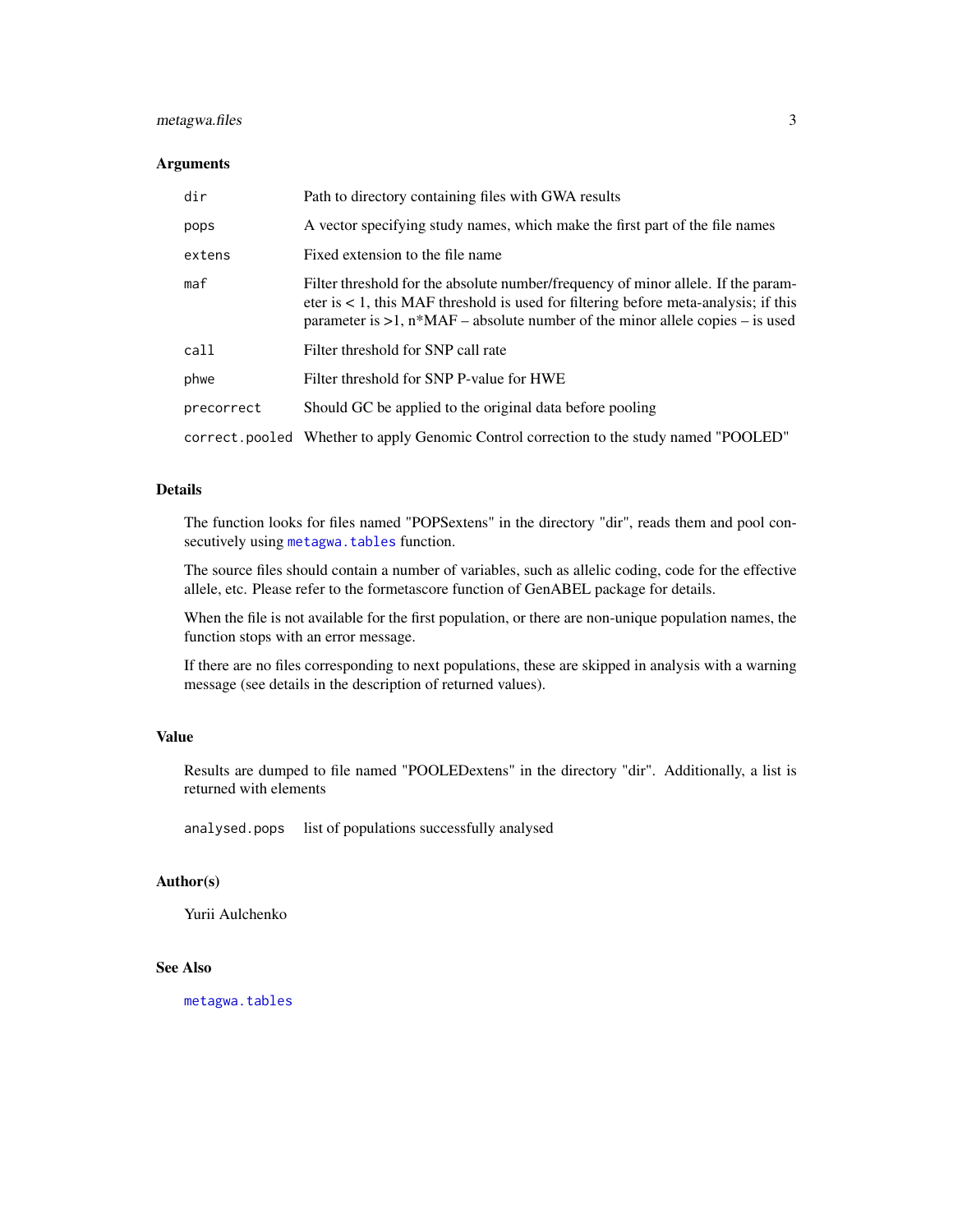### Arguments

| | |
|---|---|
| `dir` | Path to directory containing files with GWA results |
| `pops` | A vector specifying study names, which make the first part of the file names |
| `extens` | Fixed extension to the file name |
| `maf` | Filter threshold for the absolute number/frequency of minor allele. If the parameter is < 1, this MAF threshold is used for filtering before meta-analysis; if this parameter is >1, n*MAF – absolute number of the minor allele copies – is used |
| `call` | Filter threshold for SNP call rate |
| `phwe` | Filter threshold for SNP P-value for HWE |
| `precorrect` | Should GC be applied to the original data before pooling |
| `correct.pooled` | Whether to apply Genomic Control correction to the study named "POOLED" |

### Details

The function looks for files named "POPSextens" in the directory "dir", reads them and pool consecutively using `metagwa.tables` function.

The source files should contain a number of variables, such as allelic coding, code for the effective allele, etc. Please refer to the formetascore function of GenABEL package for details.

When the file is not available for the first population, or there are non-unique population names, the function stops with an error message.

If there are no files corresponding to next populations, these are skipped in analysis with a warning message (see details in the description of returned values).

### Value

Results are dumped to file named "POOLEDextens" in the directory "dir". Additionally, a list is returned with elements

| | |
|---|---|
| `analysed.pops` | list of populations successfully analysed |

### Author(s)

Yurii Aulchenko

### See Also

`metagwa.tables`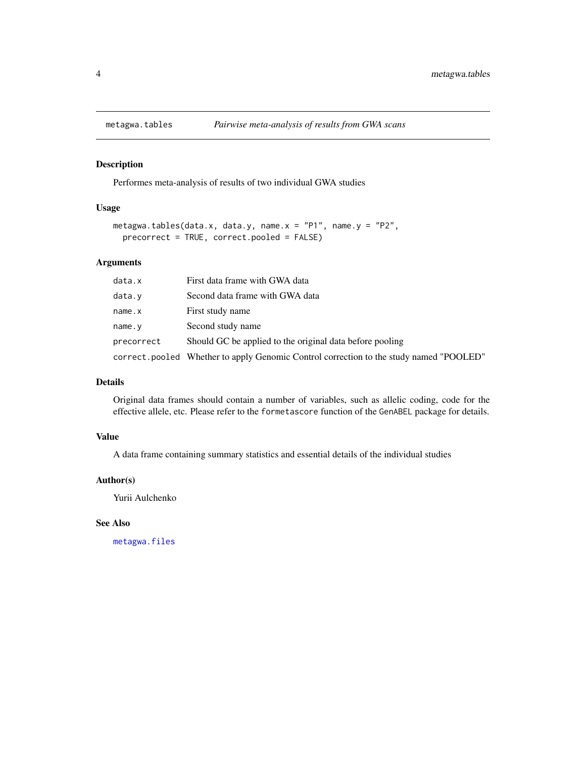# metagwa.tables — *Pairwise meta-analysis of results from GWA scans*

## Description

Performes meta-analysis of results of two individual GWA studies

## Usage

```
metagwa.tables(data.x, data.y, name.x = "P1", name.y = "P2",
  precorrect = TRUE, correct.pooled = FALSE)
```

## Arguments

| | |
|---|---|
| `data.x` | First data frame with GWA data |
| `data.y` | Second data frame with GWA data |
| `name.x` | First study name |
| `name.y` | Second study name |
| `precorrect` | Should GC be applied to the original data before pooling |
| `correct.pooled` | Whether to apply Genomic Control correction to the study named "POOLED" |

## Details

Original data frames should contain a number of variables, such as allelic coding, code for the effective allele, etc. Please refer to the `formetascore` function of the `GenABEL` package for details.

## Value

A data frame containing summary statistics and essential details of the individual studies

## Author(s)

Yurii Aulchenko

## See Also

`metagwa.files`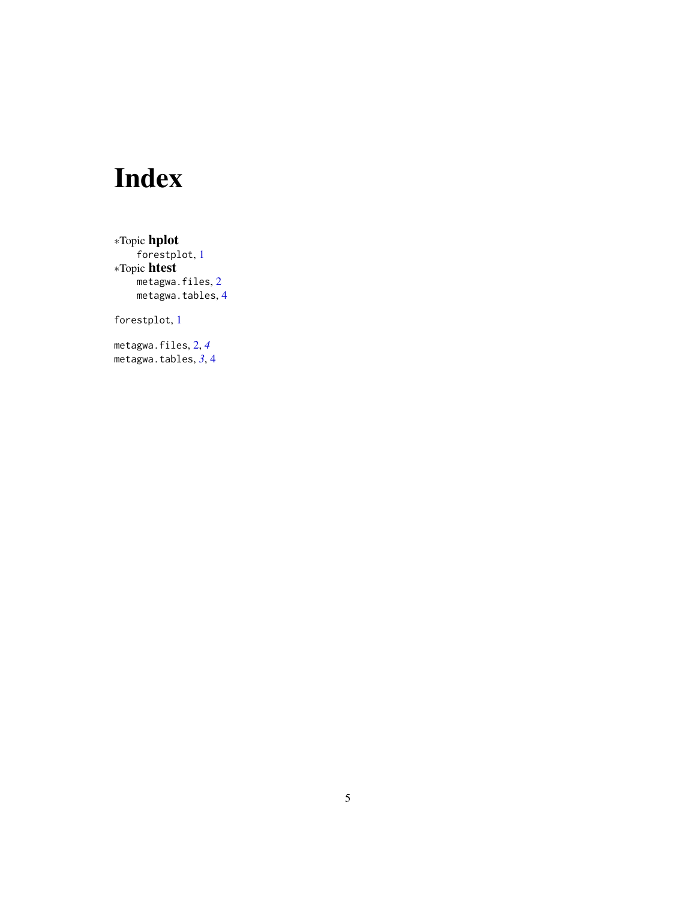# Index

∗Topic **hplot**

    forestplot, 1

∗Topic **htest**

    metagwa.files, 2
    metagwa.tables, 4

forestplot, 1

metagwa.files, 2, *4*
metagwa.tables, *3*, 4